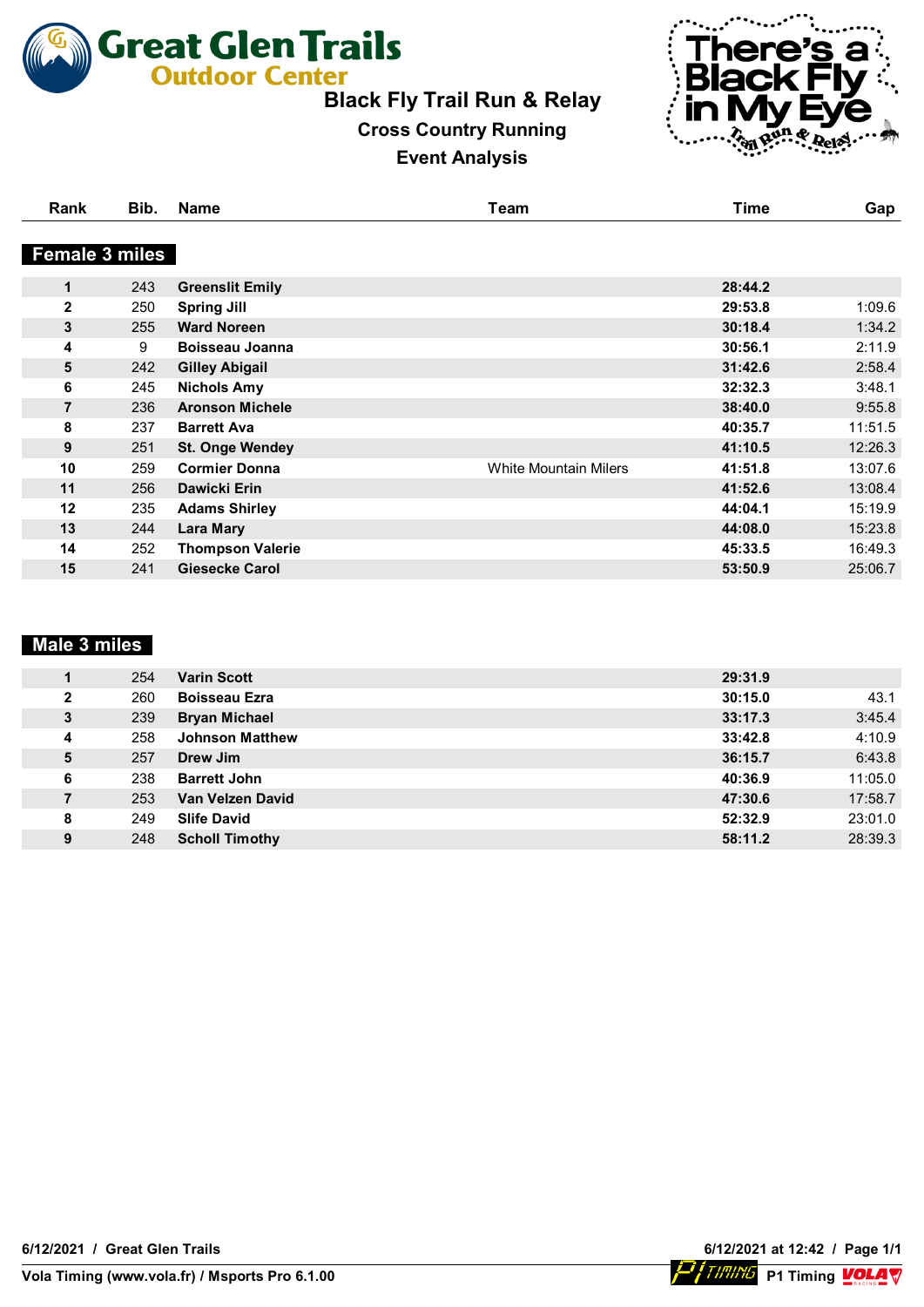# Great Glen Trails Outdoor Center

## Black Fly Trail Run & Relay

### Cross Country Running

### Event Analysis

There's a Black Fly in My Eye Trail Run & Relay

| Rank | Bib. | Name | Team | Time | Gap |
|---|---|---|---|---|---|
| **Female 3 miles** | | | | | |
| **1** | 243 | **Greenslit Emily** | | **28:44.2** | |
| **2** | 250 | **Spring Jill** | | **29:53.8** | 1:09.6 |
| **3** | 255 | **Ward Noreen** | | **30:18.4** | 1:34.2 |
| **4** | 9 | **Boisseau Joanna** | | **30:56.1** | 2:11.9 |
| **5** | 242 | **Gilley Abigail** | | **31:42.6** | 2:58.4 |
| **6** | 245 | **Nichols Amy** | | **32:32.3** | 3:48.1 |
| **7** | 236 | **Aronson Michele** | | **38:40.0** | 9:55.8 |
| **8** | 237 | **Barrett Ava** | | **40:35.7** | 11:51.5 |
| **9** | 251 | **St. Onge Wendey** | | **41:10.5** | 12:26.3 |
| **10** | 259 | **Cormier Donna** | White Mountain Milers | **41:51.8** | 13:07.6 |
| **11** | 256 | **Dawicki Erin** | | **41:52.6** | 13:08.4 |
| **12** | 235 | **Adams Shirley** | | **44:04.1** | 15:19.9 |
| **13** | 244 | **Lara Mary** | | **44:08.0** | 15:23.8 |
| **14** | 252 | **Thompson Valerie** | | **45:33.5** | 16:49.3 |
| **15** | 241 | **Giesecke Carol** | | **53:50.9** | 25:06.7 |
| **Male 3 miles** | | | | | |
| **1** | 254 | **Varin Scott** | | **29:31.9** | |
| **2** | 260 | **Boisseau Ezra** | | **30:15.0** | 43.1 |
| **3** | 239 | **Bryan Michael** | | **33:17.3** | 3:45.4 |
| **4** | 258 | **Johnson Matthew** | | **33:42.8** | 4:10.9 |
| **5** | 257 | **Drew Jim** | | **36:15.7** | 6:43.8 |
| **6** | 238 | **Barrett John** | | **40:36.9** | 11:05.0 |
| **7** | 253 | **Van Velzen David** | | **47:30.6** | 17:58.7 |
| **8** | 249 | **Slife David** | | **52:32.9** | 23:01.0 |
| **9** | 248 | **Scholl Timothy** | | **58:11.2** | 28:39.3 |

**6/12/2021 / Great Glen Trails** — **6/12/2021 at 12:42**

**Vola Timing (www.vola.fr) / Msports Pro 6.1.00** — **P1 Timing**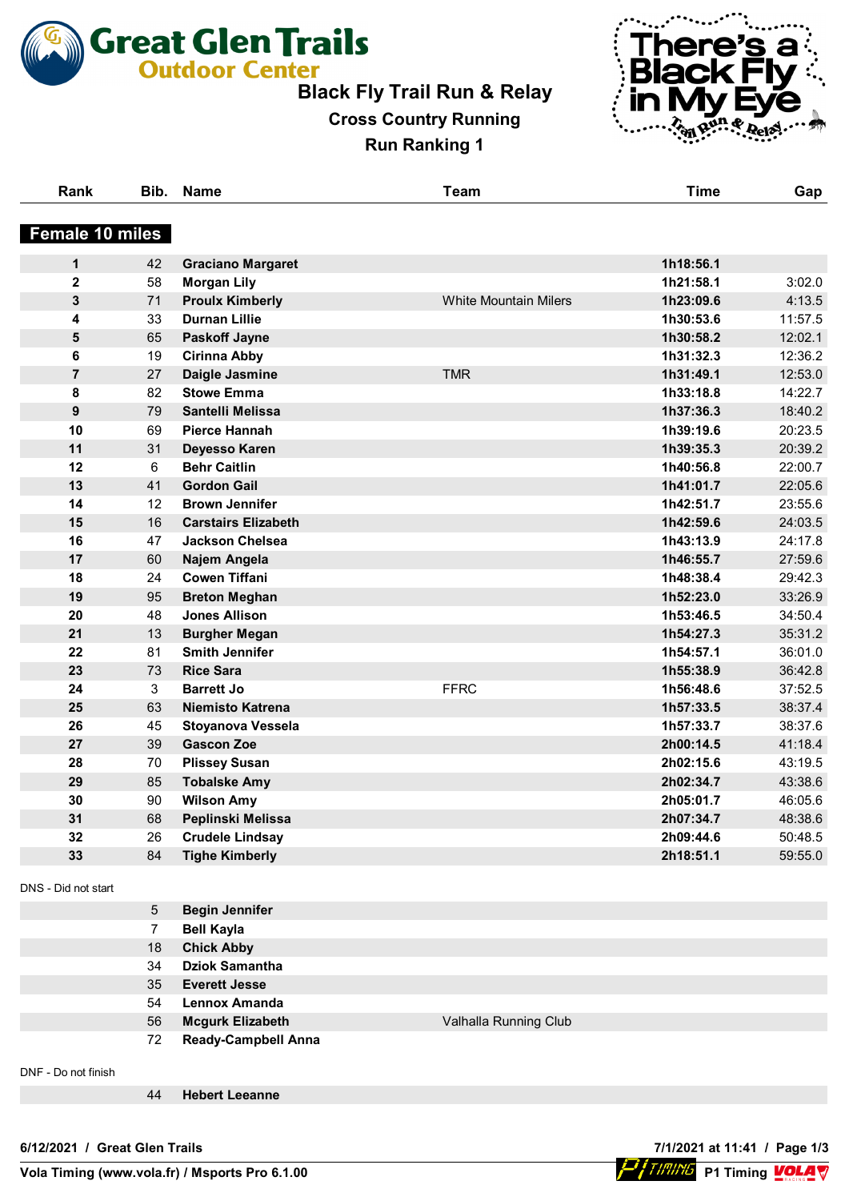# Great Glen Trails Outdoor Center

## Black Fly Trail Run & Relay

### Cross Country Running

### Run Ranking 1

## Female 10 miles

| Rank | Bib. | Name | Team | Time | Gap |
|---|---|---|---|---|---|
| 1 | 42 | **Graciano Margaret** | | **1h18:56.1** | |
| 2 | 58 | **Morgan Lily** | | **1h21:58.1** | 3:02.0 |
| 3 | 71 | **Proulx Kimberly** | White Mountain Milers | **1h23:09.6** | 4:13.5 |
| 4 | 33 | **Durnan Lillie** | | **1h30:53.6** | 11:57.5 |
| 5 | 65 | **Paskoff Jayne** | | **1h30:58.2** | 12:02.1 |
| 6 | 19 | **Cirinna Abby** | | **1h31:32.3** | 12:36.2 |
| 7 | 27 | **Daigle Jasmine** | TMR | **1h31:49.1** | 12:53.0 |
| 8 | 82 | **Stowe Emma** | | **1h33:18.8** | 14:22.7 |
| 9 | 79 | **Santelli Melissa** | | **1h37:36.3** | 18:40.2 |
| 10 | 69 | **Pierce Hannah** | | **1h39:19.6** | 20:23.5 |
| 11 | 31 | **Deyesso Karen** | | **1h39:35.3** | 20:39.2 |
| 12 | 6 | **Behr Caitlin** | | **1h40:56.8** | 22:00.7 |
| 13 | 41 | **Gordon Gail** | | **1h41:01.7** | 22:05.6 |
| 14 | 12 | **Brown Jennifer** | | **1h42:51.7** | 23:55.6 |
| 15 | 16 | **Carstairs Elizabeth** | | **1h42:59.6** | 24:03.5 |
| 16 | 47 | **Jackson Chelsea** | | **1h43:13.9** | 24:17.8 |
| 17 | 60 | **Najem Angela** | | **1h46:55.7** | 27:59.6 |
| 18 | 24 | **Cowen Tiffani** | | **1h48:38.4** | 29:42.3 |
| 19 | 95 | **Breton Meghan** | | **1h52:23.0** | 33:26.9 |
| 20 | 48 | **Jones Allison** | | **1h53:46.5** | 34:50.4 |
| 21 | 13 | **Burgher Megan** | | **1h54:27.3** | 35:31.2 |
| 22 | 81 | **Smith Jennifer** | | **1h54:57.1** | 36:01.0 |
| 23 | 73 | **Rice Sara** | | **1h55:38.9** | 36:42.8 |
| 24 | 3 | **Barrett Jo** | FFRC | **1h56:48.6** | 37:52.5 |
| 25 | 63 | **Niemisto Katrena** | | **1h57:33.5** | 38:37.4 |
| 26 | 45 | **Stoyanova Vessela** | | **1h57:33.7** | 38:37.6 |
| 27 | 39 | **Gascon Zoe** | | **2h00:14.5** | 41:18.4 |
| 28 | 70 | **Plissey Susan** | | **2h02:15.6** | 43:19.5 |
| 29 | 85 | **Tobalske Amy** | | **2h02:34.7** | 43:38.6 |
| 30 | 90 | **Wilson Amy** | | **2h05:01.7** | 46:05.6 |
| 31 | 68 | **Peplinski Melissa** | | **2h07:34.7** | 48:38.6 |
| 32 | 26 | **Crudele Lindsay** | | **2h09:44.6** | 50:48.5 |
| 33 | 84 | **Tighe Kimberly** | | **2h18:51.1** | 59:55.0 |

DNS - Did not start

| Rank | Bib. | Name | Team | Time | Gap |
|---|---|---|---|---|---|
| | 5 | **Begin Jennifer** | | | |
| | 7 | **Bell Kayla** | | | |
| | 18 | **Chick Abby** | | | |
| | 34 | **Dziok Samantha** | | | |
| | 35 | **Everett Jesse** | | | |
| | 54 | **Lennox Amanda** | | | |
| | 56 | **Mcgurk Elizabeth** | Valhalla Running Club | | |
| | 72 | **Ready-Campbell Anna** | | | |

DNF - Do not finish

| Rank | Bib. | Name | Team | Time | Gap |
|---|---|---|---|---|---|
| | 44 | **Hebert Leeanne** | | | |

**6/12/2021 / Great Glen Trails** — **7/1/2021 at 11:41**

**Vola Timing (www.vola.fr) / Msports Pro 6.1.00** — **P1 Timing**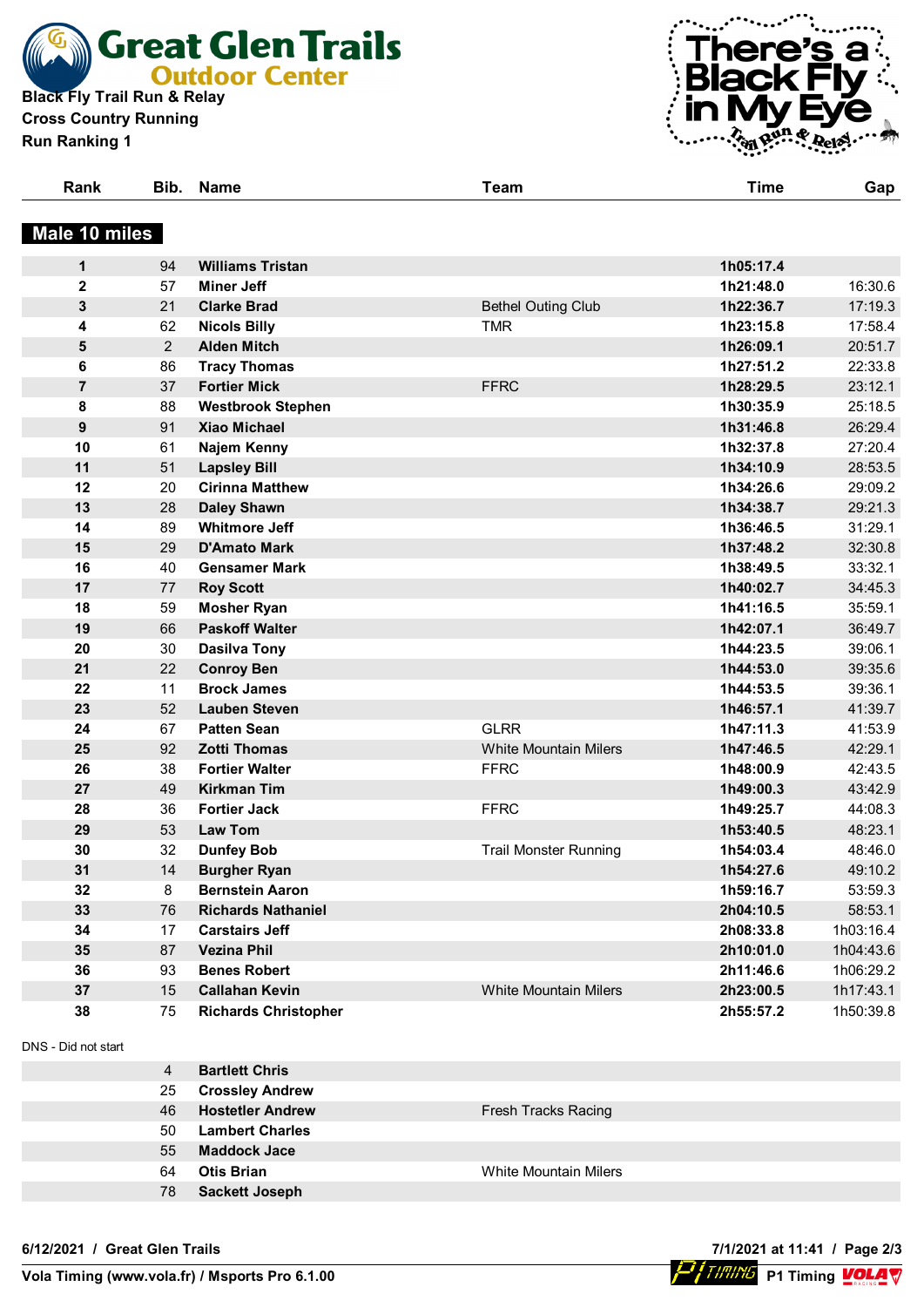# Great Glen Trails Outdoor Center

**Black Fly Trail Run & Relay**
**Cross Country Running**
**Run Ranking 1**

There's a Black Fly in My Eye Trail Run & Relay

## Male 10 miles

| Rank | Bib. | Name | Team | Time | Gap |
|---|---|---|---|---|---|
| 1 | 94 | Williams Tristan | | 1h05:17.4 | |
| 2 | 57 | Miner Jeff | | 1h21:48.0 | 16:30.6 |
| 3 | 21 | Clarke Brad | Bethel Outing Club | 1h22:36.7 | 17:19.3 |
| 4 | 62 | Nicols Billy | TMR | 1h23:15.8 | 17:58.4 |
| 5 | 2 | Alden Mitch | | 1h26:09.1 | 20:51.7 |
| 6 | 86 | Tracy Thomas | | 1h27:51.2 | 22:33.8 |
| 7 | 37 | Fortier Mick | FFRC | 1h28:29.5 | 23:12.1 |
| 8 | 88 | Westbrook Stephen | | 1h30:35.9 | 25:18.5 |
| 9 | 91 | Xiao Michael | | 1h31:46.8 | 26:29.4 |
| 10 | 61 | Najem Kenny | | 1h32:37.8 | 27:20.4 |
| 11 | 51 | Lapsley Bill | | 1h34:10.9 | 28:53.5 |
| 12 | 20 | Cirinna Matthew | | 1h34:26.6 | 29:09.2 |
| 13 | 28 | Daley Shawn | | 1h34:38.7 | 29:21.3 |
| 14 | 89 | Whitmore Jeff | | 1h36:46.5 | 31:29.1 |
| 15 | 29 | D'Amato Mark | | 1h37:48.2 | 32:30.8 |
| 16 | 40 | Gensamer Mark | | 1h38:49.5 | 33:32.1 |
| 17 | 77 | Roy Scott | | 1h40:02.7 | 34:45.3 |
| 18 | 59 | Mosher Ryan | | 1h41:16.5 | 35:59.1 |
| 19 | 66 | Paskoff Walter | | 1h42:07.1 | 36:49.7 |
| 20 | 30 | Dasilva Tony | | 1h44:23.5 | 39:06.1 |
| 21 | 22 | Conroy Ben | | 1h44:53.0 | 39:35.6 |
| 22 | 11 | Brock James | | 1h44:53.5 | 39:36.1 |
| 23 | 52 | Lauben Steven | | 1h46:57.1 | 41:39.7 |
| 24 | 67 | Patten Sean | GLRR | 1h47:11.3 | 41:53.9 |
| 25 | 92 | Zotti Thomas | White Mountain Milers | 1h47:46.5 | 42:29.1 |
| 26 | 38 | Fortier Walter | FFRC | 1h48:00.9 | 42:43.5 |
| 27 | 49 | Kirkman Tim | | 1h49:00.3 | 43:42.9 |
| 28 | 36 | Fortier Jack | FFRC | 1h49:25.7 | 44:08.3 |
| 29 | 53 | Law Tom | | 1h53:40.5 | 48:23.1 |
| 30 | 32 | Dunfey Bob | Trail Monster Running | 1h54:03.4 | 48:46.0 |
| 31 | 14 | Burgher Ryan | | 1h54:27.6 | 49:10.2 |
| 32 | 8 | Bernstein Aaron | | 1h59:16.7 | 53:59.3 |
| 33 | 76 | Richards Nathaniel | | 2h04:10.5 | 58:53.1 |
| 34 | 17 | Carstairs Jeff | | 2h08:33.8 | 1h03:16.4 |
| 35 | 87 | Vezina Phil | | 2h10:01.0 | 1h04:43.6 |
| 36 | 93 | Benes Robert | | 2h11:46.6 | 1h06:29.2 |
| 37 | 15 | Callahan Kevin | White Mountain Milers | 2h23:00.5 | 1h17:43.1 |
| 38 | 75 | Richards Christopher | | 2h55:57.2 | 1h50:39.8 |

DNS - Did not start

| Rank | Bib. | Name | Team | Time | Gap |
|---|---|---|---|---|---|
| | 4 | Bartlett Chris | | | |
| | 25 | Crossley Andrew | | | |
| | 46 | Hostetler Andrew | Fresh Tracks Racing | | |
| | 50 | Lambert Charles | | | |
| | 55 | Maddock Jace | | | |
| | 64 | Otis Brian | White Mountain Milers | | |
| | 78 | Sackett Joseph | | | |

6/12/2021 / Great Glen Trails — 7/1/2021 at 11:41

Vola Timing (www.vola.fr) / Msports Pro 6.1.00 — P1 Timing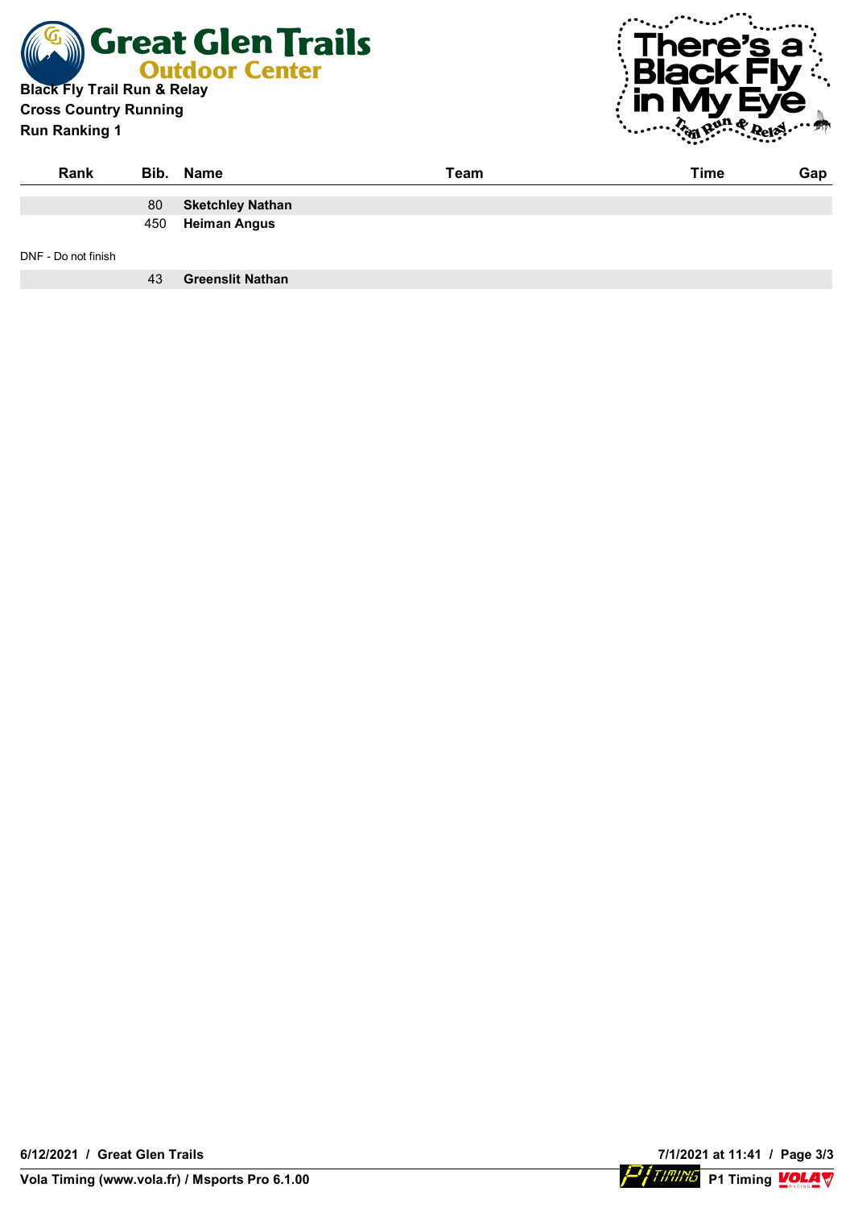**Black Fly Trail Run & Relay**
**Cross Country Running**
**Run Ranking 1**

| Rank | Bib. | Name | Team | Time | Gap |
|---|---|---|---|---|---|
| | 80 | **Sketchley Nathan** | | | |
| | 450 | **Heiman Angus** | | | |

DNF - Do not finish

| Rank | Bib. | Name | Team | Time | Gap |
|---|---|---|---|---|---|
| | 43 | **Greenslit Nathan** | | | |

6/12/2021 / Great Glen Trails

7/1/2021 at 11:41

Vola Timing (www.vola.fr) / Msports Pro 6.1.00

P1 Timing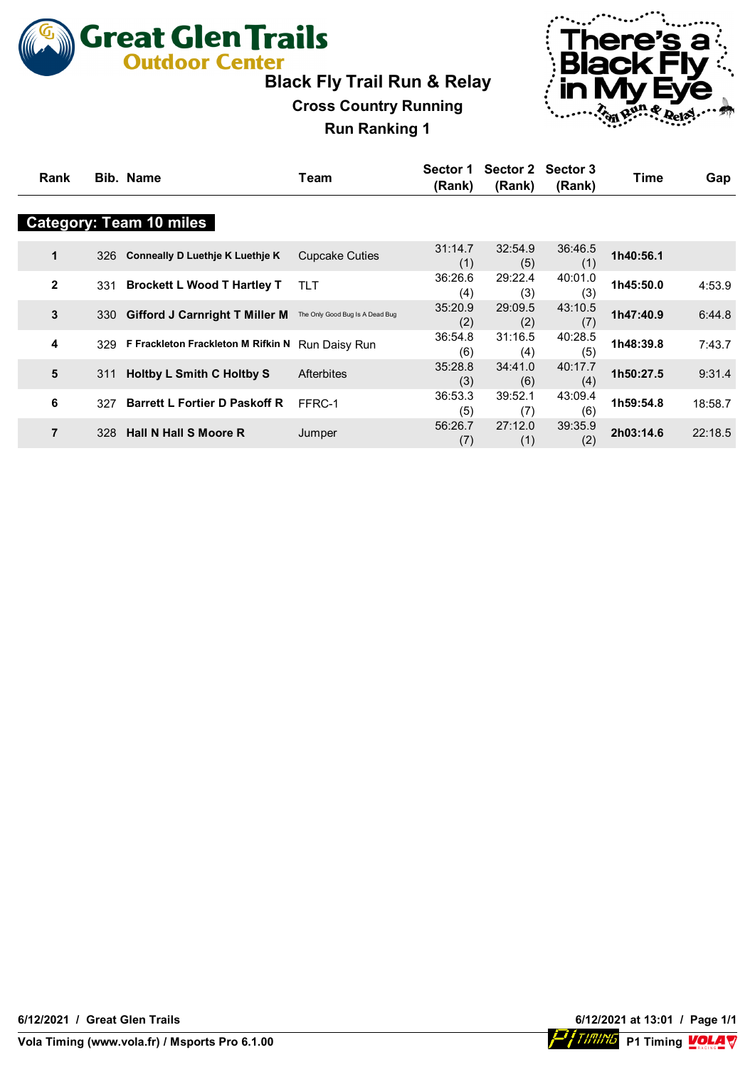# Great Glen Trails Outdoor Center

## Black Fly Trail Run & Relay

### Cross Country Running

### Run Ranking 1

| Rank | Bib. | Name | Team | Sector 1 (Rank) | Sector 2 (Rank) | Sector 3 (Rank) | Time | Gap |
|---|---|---|---|---|---|---|---|---|
| **Category: Team 10 miles** | | | | | | | | |
| 1 | 326 | **Conneally D Luethje K Luethje K** | Cupcake Cuties | 31:14.7 (1) | 32:54.9 (5) | 36:46.5 (1) | **1h40:56.1** | |
| 2 | 331 | **Brockett L Wood T Hartley T** | TLT | 36:26.6 (4) | 29:22.4 (3) | 40:01.0 (3) | **1h45:50.0** | 4:53.9 |
| 3 | 330 | **Gifford J Carnright T Miller M** | The Only Good Bug Is A Dead Bug | 35:20.9 (2) | 29:09.5 (2) | 43:10.5 (7) | **1h47:40.9** | 6:44.8 |
| 4 | 329 | **F Frackleton Frackleton M Rifkin N** | Run Daisy Run | 36:54.8 (6) | 31:16.5 (4) | 40:28.5 (5) | **1h48:39.8** | 7:43.7 |
| 5 | 311 | **Holtby L Smith C Holtby S** | Afterbites | 35:28.8 (3) | 34:41.0 (6) | 40:17.7 (4) | **1h50:27.5** | 9:31.4 |
| 6 | 327 | **Barrett L Fortier D Paskoff R** | FFRC-1 | 36:53.3 (5) | 39:52.1 (7) | 43:09.4 (6) | **1h59:54.8** | 18:58.7 |
| 7 | 328 | **Hall N Hall S Moore R** | Jumper | 56:26.7 (7) | 27:12.0 (1) | 39:35.9 (2) | **2h03:14.6** | 22:18.5 |

**6/12/2021 / Great Glen Trails** **6/12/2021 at 13:01 / Page 1/1**

**Vola Timing (www.vola.fr) / Msports Pro 6.1.00** **P1 Timing**